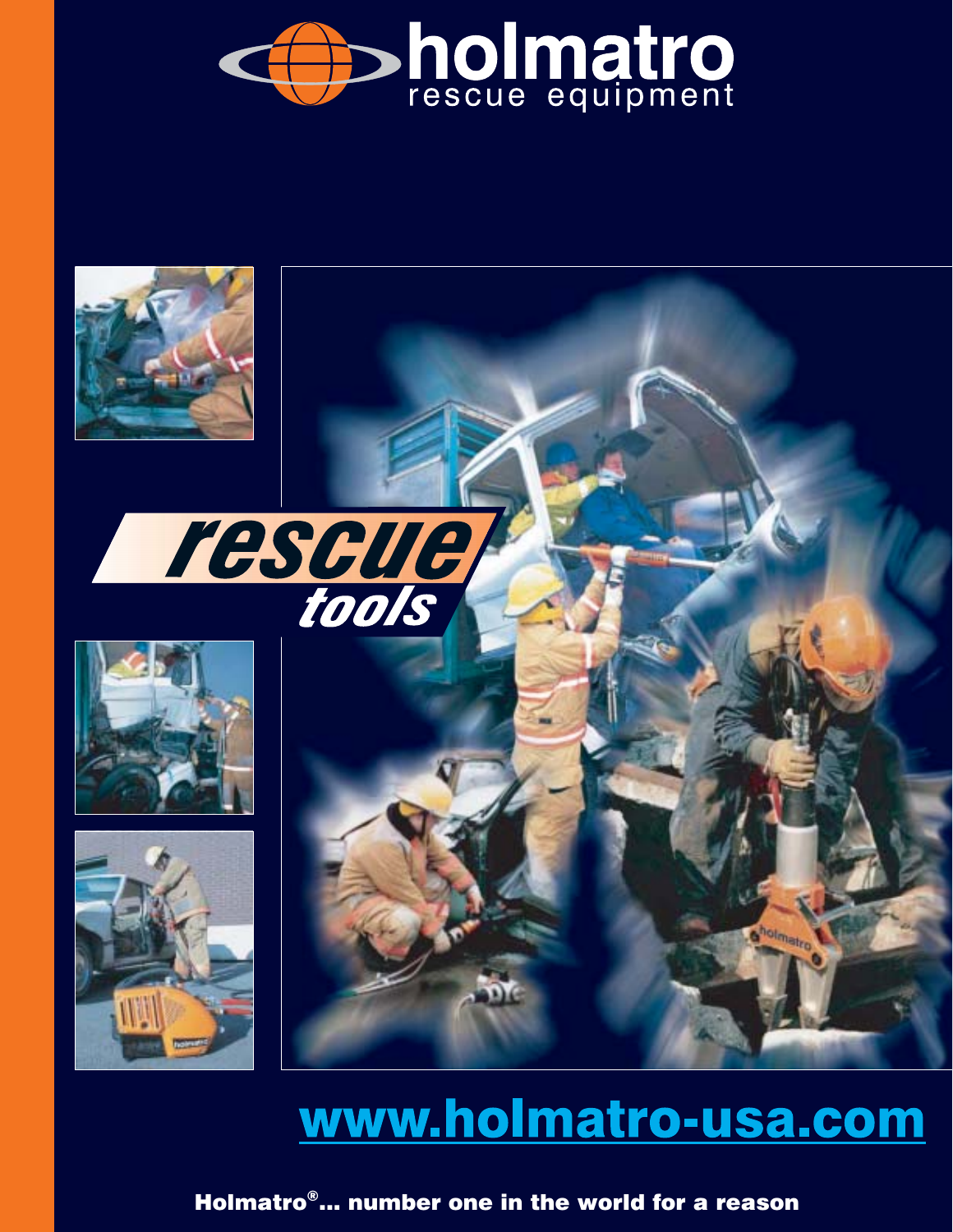# holmatro

rescue equipment

## rescue tools

www.holmatro-usa.com

**Holmatro®... number one in the world for a reason**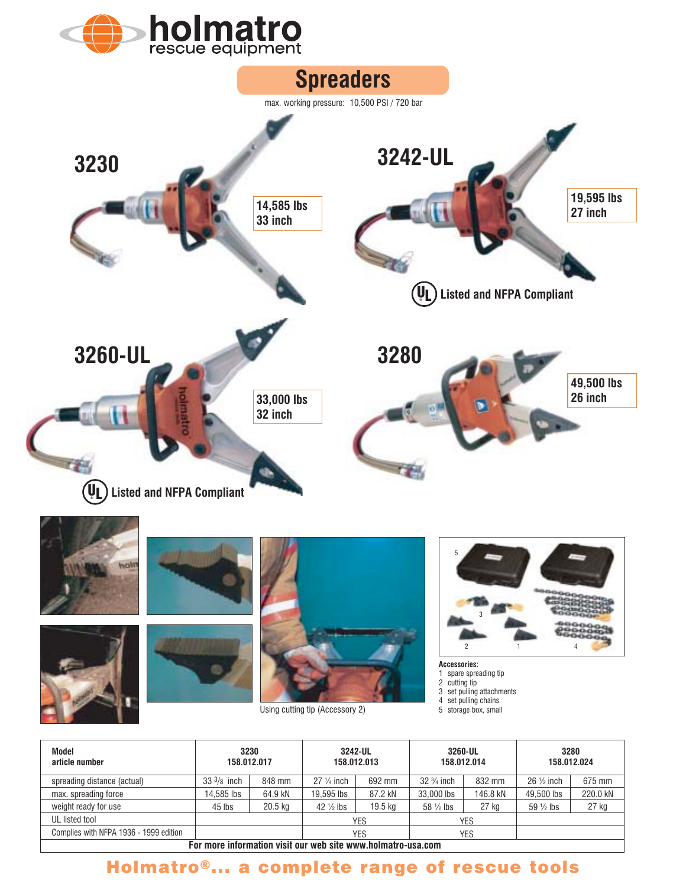holmatro
rescue equipment

# Spreaders

max. working pressure: 10,500 PSI / 720 bar

## 3230

14,585 lbs
33 inch

## 3242-UL

19,595 lbs
27 inch

Listed and NFPA Compliant

## 3260-UL

33,000 lbs
32 inch

Listed and NFPA Compliant

## 3280

49,500 lbs
26 inch

Using cutting tip (Accessory 2)

**Accessories:**
1 spare spreading tip
2 cutting tip
3 set pulling attachments
4 set pulling chains
5 storage box, small

| Model<br>article number | 3230<br>158.012.017 | | 3242-UL<br>158.012.013 | | 3260-UL<br>158.012.014 | | 3280<br>158.012.024 | |
|---|---|---|---|---|---|---|---|---|
| spreading distance (actual) | 33 3/8 inch | 848 mm | 27 1/4 inch | 692 mm | 32 3/4 inch | 832 mm | 26 1/2 inch | 675 mm |
| max. spreading force | 14,585 lbs | 64.9 kN | 19,595 lbs | 87.2 kN | 33,000 lbs | 146.8 kN | 49,500 lbs | 220.0 kN |
| weight ready for use | 45 lbs | 20.5 kg | 42 1/2 lbs | 19.5 kg | 58 1/2 lbs | 27 kg | 59 1/2 lbs | 27 kg |
| UL listed tool | | | YES | | YES | | | |
| Complies with NFPA 1936 - 1999 edition | | | YES | | YES | | | |
| For more information visit our web site www.holmatro-usa.com | | | | | | | | |

**Holmatro®... a complete range of rescue tools**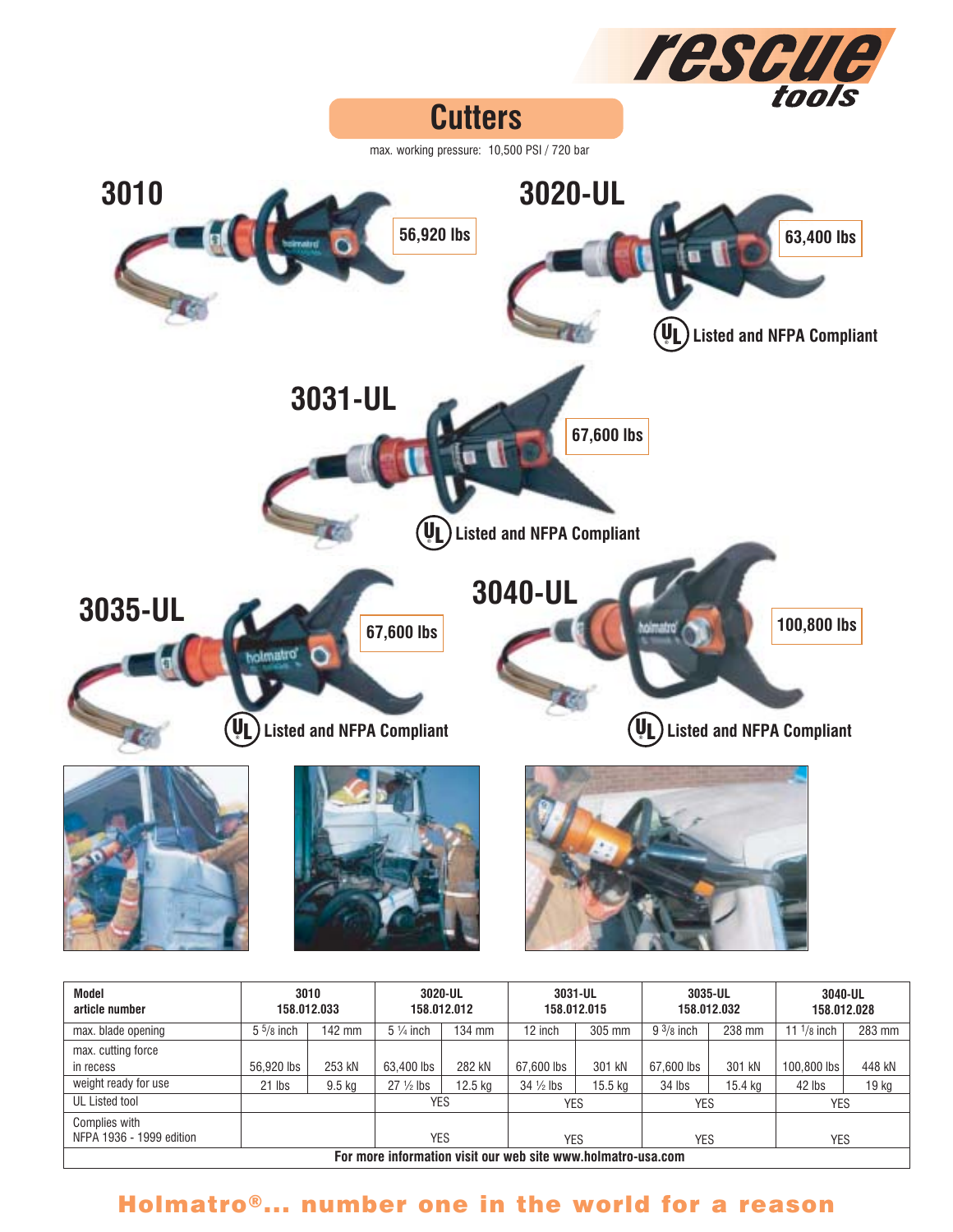rescue tools

# Cutters

max. working pressure: 10,500 PSI / 720 bar

## 3010

56,920 lbs

## 3020-UL

63,400 lbs

UL Listed and NFPA Compliant

## 3031-UL

67,600 lbs

UL Listed and NFPA Compliant

## 3035-UL

67,600 lbs

UL Listed and NFPA Compliant

## 3040-UL

100,800 lbs

UL Listed and NFPA Compliant

| Model<br>article number | 3010<br>158.012.033 | | 3020-UL<br>158.012.012 | | 3031-UL<br>158.012.015 | | 3035-UL<br>158.012.032 | | 3040-UL<br>158.012.028 | |
|---|---|---|---|---|---|---|---|---|---|---|
| max. blade opening | 5 5/8 inch | 142 mm | 5 ¼ inch | 134 mm | 12 inch | 305 mm | 9 3/8 inch | 238 mm | 11 1/8 inch | 283 mm |
| max. cutting force in recess | 56,920 lbs | 253 kN | 63,400 lbs | 282 kN | 67,600 lbs | 301 kN | 67,600 lbs | 301 kN | 100,800 lbs | 448 kN |
| weight ready for use | 21 lbs | 9.5 kg | 27 ½ lbs | 12.5 kg | 34 ½ lbs | 15.5 kg | 34 lbs | 15.4 kg | 42 lbs | 19 kg |
| UL Listed tool | | | YES | | YES | | YES | | YES | |
| Complies with NFPA 1936 - 1999 edition | | | YES | | YES | | YES | | YES | |
| For more information visit our web site www.holmatro-usa.com | | | | | | | | | | |

**Holmatro®... number one in the world for a reason**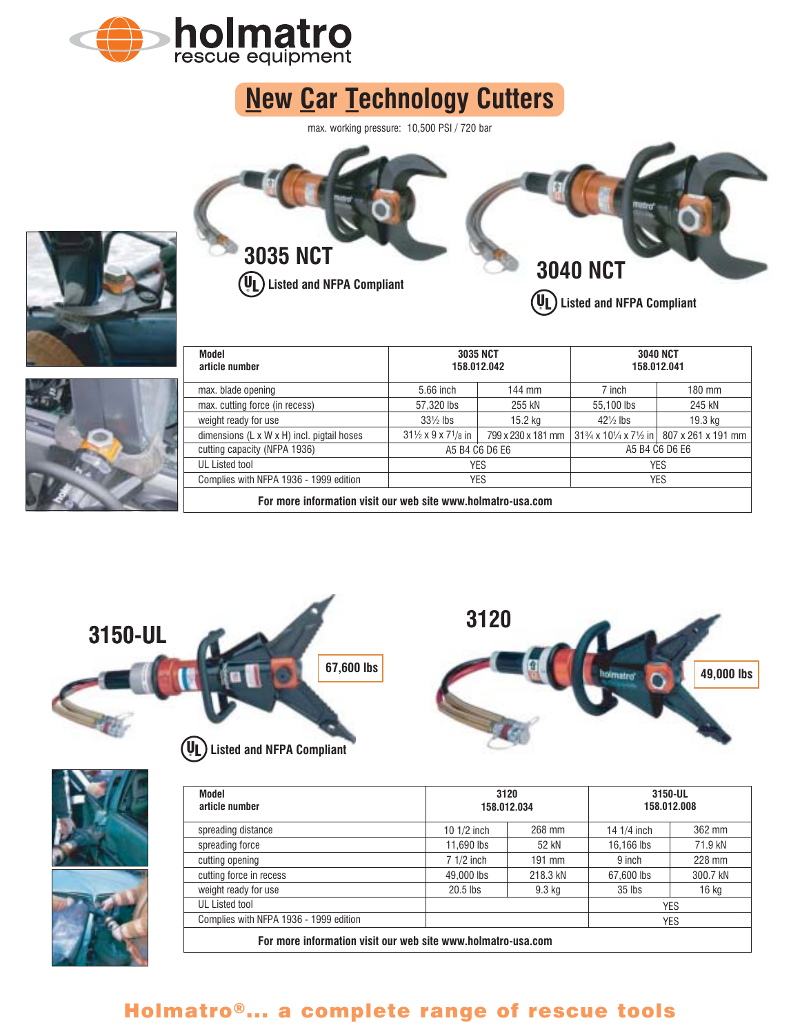holmatro
rescue equipment

# New Car Technology Cutters

max. working pressure: 10,500 PSI / 720 bar

## 3035 NCT

UL Listed and NFPA Compliant

## 3040 NCT

UL Listed and NFPA Compliant

| Model<br>article number | 3035 NCT<br>158.012.042 | | 3040 NCT<br>158.012.041 | |
|---|---|---|---|---|
| max. blade opening | 5.66 inch | 144 mm | 7 inch | 180 mm |
| max. cutting force (in recess) | 57,320 lbs | 255 kN | 55,100 lbs | 245 kN |
| weight ready for use | 33½ lbs | 15.2 kg | 42½ lbs | 19.3 kg |
| dimensions (L x W x H) incl. pigtail hoses | 31½ x 9 x 7⅛ in | 799 x 230 x 181 mm | 31¾ x 10¼ x 7½ in | 807 x 261 x 191 mm |
| cutting capacity (NFPA 1936) | A5 B4 C6 D6 E6 | | A5 B4 C6 D6 E6 | |
| UL Listed tool | YES | | YES | |
| Complies with NFPA 1936 - 1999 edition | YES | | YES | |

**For more information visit our web site www.holmatro-usa.com**

## 3150-UL

67,600 lbs

UL Listed and NFPA Compliant

## 3120

49,000 lbs

| Model<br>article number | 3120<br>158.012.034 | | 3150-UL<br>158.012.008 | |
|---|---|---|---|---|
| spreading distance | 10 1/2 inch | 268 mm | 14 1/4 inch | 362 mm |
| spreading force | 11,690 lbs | 52 kN | 16,166 lbs | 71.9 kN |
| cutting opening | 7 1/2 inch | 191 mm | 9 inch | 228 mm |
| cutting force in recess | 49,000 lbs | 218.3 kN | 67,600 lbs | 300.7 kN |
| weight ready for use | 20.5 lbs | 9.3 kg | 35 lbs | 16 kg |
| UL Listed tool | | | YES | |
| Complies with NFPA 1936 - 1999 edition | | | YES | |

**For more information visit our web site www.holmatro-usa.com**

**Holmatro®... a complete range of rescue tools**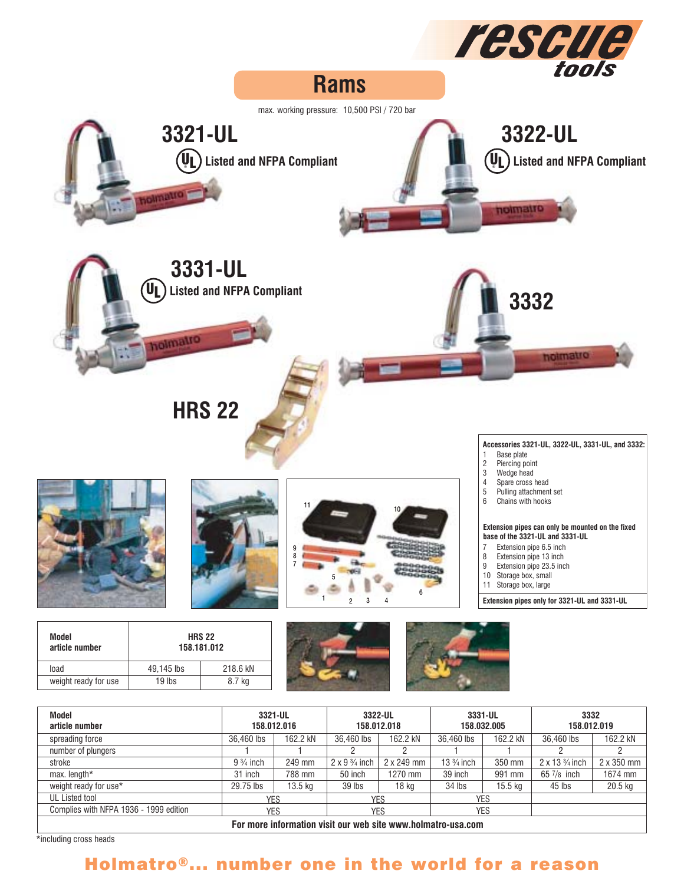# Rams

max. working pressure: 10,500 PSI / 720 bar

## 3321-UL

UL Listed and NFPA Compliant

## 3322-UL

UL Listed and NFPA Compliant

## 3331-UL

UL Listed and NFPA Compliant

## 3332

## HRS 22

**Accessories 3321-UL, 3322-UL, 3331-UL, and 3332:**

1. Base plate
2. Piercing point
3. Wedge head
4. Spare cross head
5. Pulling attachment set
6. Chains with hooks

**Extension pipes can only be mounted on the fixed base of the 3321-UL and 3331-UL**

7. Extension pipe 6.5 inch
8. Extension pipe 13 inch
9. Extension pipe 23.5 inch
10. Storage box, small
11. Storage box, large

**Extension pipes only for 3321-UL and 3331-UL**

| **Model**<br>**article number** | **HRS 22**<br>**158.181.012** | |
|---|---|---|
| load | 49,145 lbs | 218.6 kN |
| weight ready for use | 19 lbs | 8.7 kg |

| **Model**<br>**article number** | **3321-UL**<br>**158.012.016** | | **3322-UL**<br>**158.012.018** | | **3331-UL**<br>**158.032.005** | | **3332**<br>**158.012.019** | |
|---|---|---|---|---|---|---|---|---|
| spreading force | 36,460 lbs | 162.2 kN | 36,460 lbs | 162.2 kN | 36,460 lbs | 162.2 kN | 36,460 lbs | 162.2 kN |
| number of plungers | 1 | 1 | 2 | 2 | 1 | 1 | 2 | 2 |
| stroke | 9 ¾ inch | 249 mm | 2 x 9 ¾ inch | 2 x 249 mm | 13 ¾ inch | 350 mm | 2 x 13 ¾ inch | 2 x 350 mm |
| max. length* | 31 inch | 788 mm | 50 inch | 1270 mm | 39 inch | 991 mm | 65 ⅞ inch | 1674 mm |
| weight ready for use* | 29.75 lbs | 13.5 kg | 39 lbs | 18 kg | 34 lbs | 15.5 kg | 45 lbs | 20.5 kg |
| UL Listed tool | YES | | YES | | YES | | | |
| Complies with NFPA 1936 - 1999 edition | YES | | YES | | YES | | | |

**For more information visit our web site www.holmatro-usa.com**

*including cross heads

**Holmatro®... number one in the world for a reason**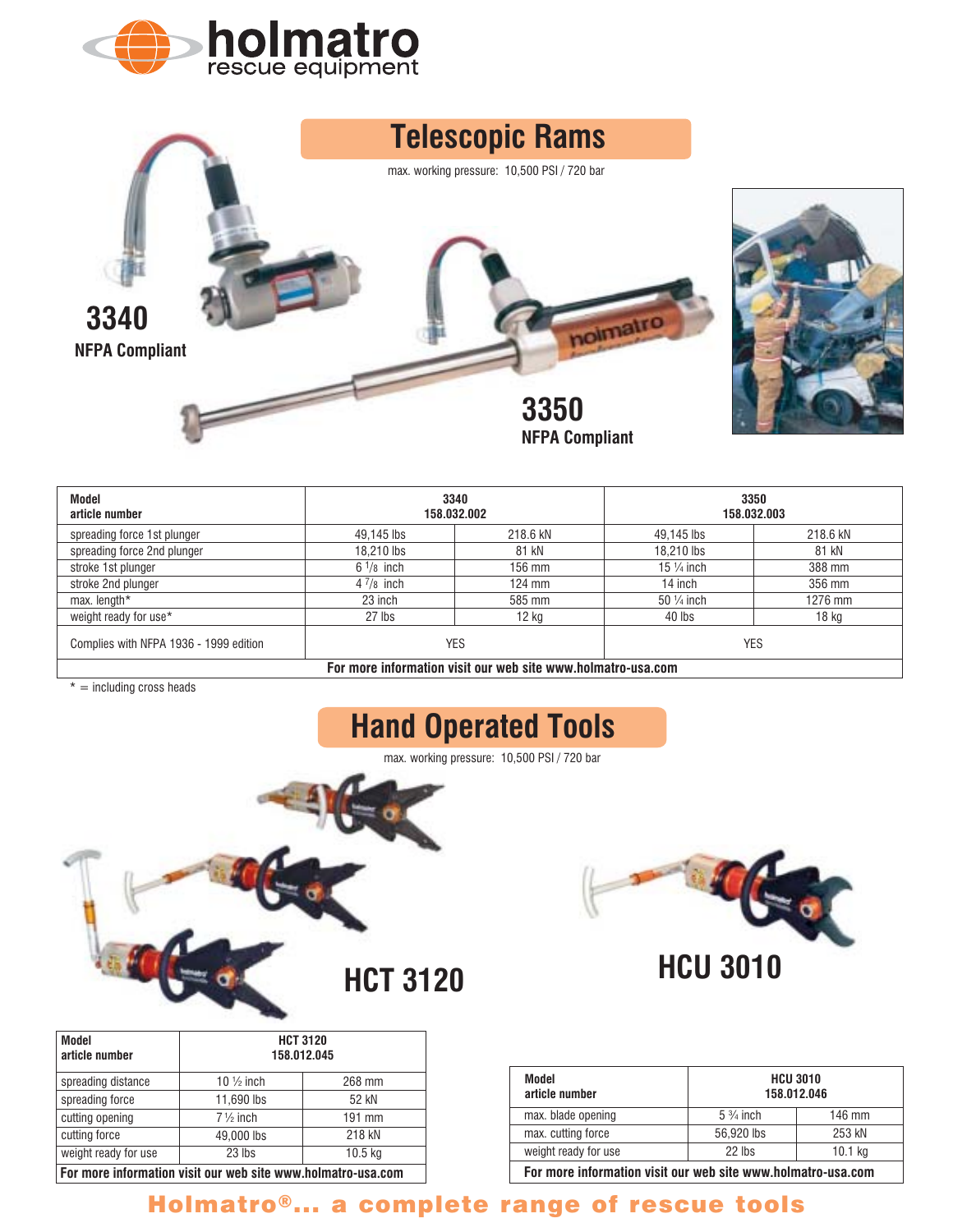# holmatro
rescue equipment

## Telescopic Rams

max. working pressure: 10,500 PSI / 720 bar

**3340**
**NFPA Compliant**

**3350**
**NFPA Compliant**

| Model<br>article number | 3340<br>158.032.002 | | 3350<br>158.032.003 | |
|---|---|---|---|---|
| spreading force 1st plunger | 49,145 lbs | 218.6 kN | 49,145 lbs | 218.6 kN |
| spreading force 2nd plunger | 18,210 lbs | 81 kN | 18,210 lbs | 81 kN |
| stroke 1st plunger | 6 1/8 inch | 156 mm | 15 ¼ inch | 388 mm |
| stroke 2nd plunger | 4 7/8 inch | 124 mm | 14 inch | 356 mm |
| max. length* | 23 inch | 585 mm | 50 ¼ inch | 1276 mm |
| weight ready for use* | 27 lbs | 12 kg | 40 lbs | 18 kg |
| Complies with NFPA 1936 - 1999 edition | YES | | YES | |
| **For more information visit our web site www.holmatro-usa.com** | | | | |

* = including cross heads

## Hand Operated Tools

max. working pressure: 10,500 PSI / 720 bar

### HCT 3120

| Model<br>article number | HCT 3120<br>158.012.045 | |
|---|---|---|
| spreading distance | 10 ½ inch | 268 mm |
| spreading force | 11,690 lbs | 52 kN |
| cutting opening | 7 ½ inch | 191 mm |
| cutting force | 49,000 lbs | 218 kN |
| weight ready for use | 23 lbs | 10.5 kg |
| **For more information visit our web site www.holmatro-usa.com** | | |

### HCU 3010

| Model<br>article number | HCU 3010<br>158.012.046 | |
|---|---|---|
| max. blade opening | 5 ¾ inch | 146 mm |
| max. cutting force | 56,920 lbs | 253 kN |
| weight ready for use | 22 lbs | 10.1 kg |
| **For more information visit our web site www.holmatro-usa.com** | | |

**Holmatro®... a complete range of rescue tools**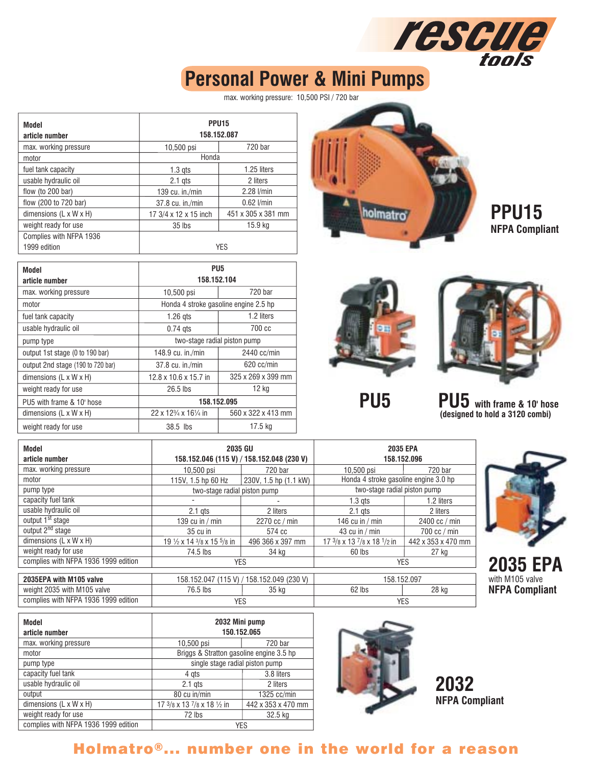rescue tools

# Personal Power & Mini Pumps

max. working pressure: 10,500 PSI / 720 bar

| Model<br>article number | PPU15<br>158.152.087 | |
|---|---|---|
| max. working pressure | 10,500 psi | 720 bar |
| motor | Honda | |
| fuel tank capacity | 1.3 qts | 1.25 liters |
| usable hydraulic oil | 2.1 qts | 2 liters |
| flow (to 200 bar) | 139 cu. in./min | 2.28 l/min |
| flow (200 to 720 bar) | 37.8 cu. in./min | 0.62 l/min |
| dimensions (L x W x H) | 17 3/4 x 12 x 15 inch | 451 x 305 x 381 mm |
| weight ready for use | 35 lbs | 15.9 kg |
| Complies with NFPA 1936 1999 edition | YES | |

**PPU15**
**NFPA Compliant**

| Model<br>article number | PU5<br>158.152.104 | |
|---|---|---|
| max. working pressure | 10,500 psi | 720 bar |
| motor | Honda 4 stroke gasoline engine 2.5 hp | |
| fuel tank capacity | 1.26 qts | 1.2 liters |
| usable hydraulic oil | 0.74 qts | 700 cc |
| pump type | two-stage radial piston pump | |
| output 1st stage (0 to 190 bar) | 148.9 cu. in./min | 2440 cc/min |
| output 2nd stage (190 to 720 bar) | 37.8 cu. in./min | 620 cc/min |
| dimensions (L x W x H) | 12.8 x 10.6 x 15.7 in | 325 x 269 x 399 mm |
| weight ready for use | 26.5 lbs | 12 kg |
| PU5 with frame & 10' hose | 158.152.095 | |
| dimensions (L x W x H) | 22 x 12¾ x 16¼ in | 560 x 322 x 413 mm |
| weight ready for use | 38.5 lbs | 17.5 kg |

**PU5**

**PU5** with frame & 10' hose (designed to hold a 3120 combi)

| Model<br>article number | 2035 GU<br>158.152.046 (115 V) / 158.152.048 (230 V) | | 2035 EPA<br>158.152.096 | |
|---|---|---|---|---|
| max. working pressure | 10,500 psi | 720 bar | 10,500 psi | 720 bar |
| motor | 115V, 1.5 hp 60 Hz | 230V, 1.5 hp (1.1 kW) | Honda 4 stroke gasoline engine 3.0 hp | |
| pump type | two-stage radial piston pump | | two-stage radial piston pump | |
| capacity fuel tank | - | - | 1.3 qts | 1.2 liters |
| usable hydraulic oil | 2.1 qts | 2 liters | 2.1 qts | 2 liters |
| output 1st stage | 139 cu in / min | 2270 cc / min | 146 cu in / min | 2400 cc / min |
| output 2nd stage | 35 cu in | 574 cc | 43 cu in / min | 700 cc / min |
| dimensions (L x W x H) | 19 ½ x 14 3/8 x 15 5/8 in | 496 366 x 397 mm | 17 3/8 x 13 7/8 x 18 1/2 in | 442 x 353 x 470 mm |
| weight ready for use | 74.5 lbs | 34 kg | 60 lbs | 27 kg |
| complies with NFPA 1936 1999 edition | YES | | YES | |
| **2035EPA with M105 valve** | 158.152.047 (115 V) / 158.152.049 (230 V) | | 158.152.097 | |
| weight 2035 with M105 valve | 76.5 lbs | 35 kg | 62 lbs | 28 kg |
| complies with NFPA 1936 1999 edition | YES | | YES | |

**2035 EPA**
with M105 valve
**NFPA Compliant**

| Model<br>article number | 2032 Mini pump<br>150.152.065 | |
|---|---|---|
| max. working pressure | 10,500 psi | 720 bar |
| motor | Briggs & Stratton gasoline engine 3.5 hp | |
| pump type | single stage radial piston pump | |
| capacity fuel tank | 4 qts | 3.8 liters |
| usable hydraulic oil | 2.1 qts | 2 liters |
| output | 80 cu in/min | 1325 cc/min |
| dimensions (L x W x H) | 17 3/8 x 13 7/8 x 18 ½ in | 442 x 353 x 470 mm |
| weight ready for use | 72 lbs | 32.5 kg |
| complies with NFPA 1936 1999 edition | YES | |

**2032**
**NFPA Compliant**

**Holmatro®... number one in the world for a reason**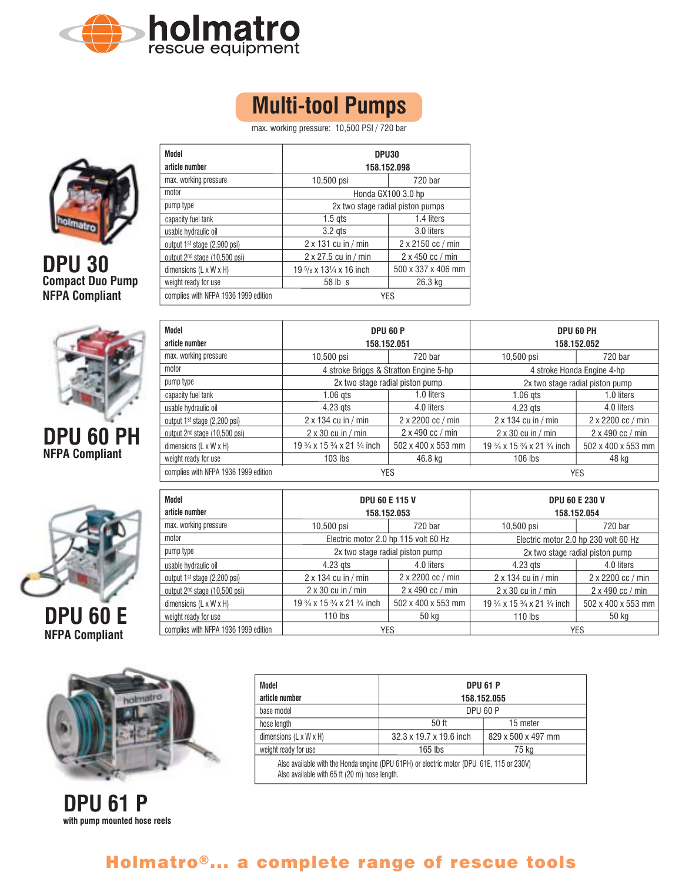holmatro
rescue equipment

# Multi-tool Pumps

max. working pressure: 10,500 PSI / 720 bar

## DPU 30
**Compact Duo Pump**
**NFPA Compliant**

| Model<br>article number | DPU30<br>158.152.098 | |
|---|---|---|
| max. working pressure | 10,500 psi | 720 bar |
| motor | Honda GX100 3.0 hp | |
| pump type | 2x two stage radial piston pumps | |
| capacity fuel tank | 1.5 qts | 1.4 liters |
| usable hydraulic oil | 3.2 qts | 3.0 liters |
| output 1st stage (2,900 psi) | 2 x 131 cu in / min | 2 x 2150 cc / min |
| output 2nd stage (10,500 psi) | 2 x 27.5 cu in / min | 2 x 450 cc / min |
| dimensions (L x W x H) | 19 5/8 x 13¼ x 16 inch | 500 x 337 x 406 mm |
| weight ready for use | 58 lb s | 26.3 kg |
| complies with NFPA 1936 1999 edition | YES | |

## DPU 60 PH
**NFPA Compliant**

| Model<br>article number | DPU 60 P<br>158.152.051 | | DPU 60 PH<br>158.152.052 | |
|---|---|---|---|---|
| max. working pressure | 10,500 psi | 720 bar | 10,500 psi | 720 bar |
| motor | 4 stroke Briggs & Stratton Engine 5-hp | | 4 stroke Honda Engine 4-hp | |
| pump type | 2x two stage radial piston pump | | 2x two stage radial piston pump | |
| capacity fuel tank | 1.06 qts | 1.0 liters | 1.06 qts | 1.0 liters |
| usable hydraulic oil | 4.23 qts | 4.0 liters | 4.23 qts | 4.0 liters |
| output 1st stage (2,200 psi) | 2 x 134 cu in / min | 2 x 2200 cc / min | 2 x 134 cu in / min | 2 x 2200 cc / min |
| output 2nd stage (10,500 psi) | 2 x 30 cu in / min | 2 x 490 cc / min | 2 x 30 cu in / min | 2 x 490 cc / min |
| dimensions (L x W x H) | 19 ¾ x 15 ¾ x 21 ¾ inch | 502 x 400 x 553 mm | 19 ¾ x 15 ¾ x 21 ¾ inch | 502 x 400 x 553 mm |
| weight ready for use | 103 lbs | 46.8 kg | 106 lbs | 48 kg |
| complies with NFPA 1936 1999 edition | YES | | YES | |

## DPU 60 E
**NFPA Compliant**

| Model<br>article number | DPU 60 E 115 V<br>158.152.053 | | DPU 60 E 230 V<br>158.152.054 | |
|---|---|---|---|---|
| max. working pressure | 10,500 psi | 720 bar | 10,500 psi | 720 bar |
| motor | Electric motor 2.0 hp 115 volt 60 Hz | | Electric motor 2.0 hp 230 volt 60 Hz | |
| pump type | 2x two stage radial piston pump | | 2x two stage radial piston pump | |
| usable hydraulic oil | 4.23 qts | 4.0 liters | 4.23 qts | 4.0 liters |
| output 1st stage (2,200 psi) | 2 x 134 cu in / min | 2 x 2200 cc / min | 2 x 134 cu in / min | 2 x 2200 cc / min |
| output 2nd stage (10,500 psi) | 2 x 30 cu in / min | 2 x 490 cc / min | 2 x 30 cu in / min | 2 x 490 cc / min |
| dimensions (L x W x H) | 19 ¾ x 15 ¾ x 21 ¾ inch | 502 x 400 x 553 mm | 19 ¾ x 15 ¾ x 21 ¾ inch | 502 x 400 x 553 mm |
| weight ready for use | 110 lbs | 50 kg | 110 lbs | 50 kg |
| complies with NFPA 1936 1999 edition | YES | | YES | |

## DPU 61 P
**with pump mounted hose reels**

| Model<br>article number | DPU 61 P<br>158.152.055 | |
|---|---|---|
| base model | DPU 60 P | |
| hose length | 50 ft | 15 meter |
| dimensions (L x W x H) | 32.3 x 19.7 x 19.6 inch | 829 x 500 x 497 mm |
| weight ready for use | 165 lbs | 75 kg |

Also available with the Honda engine (DPU 61PH) or electric motor (DPU 61E, 115 or 230V)
Also available with 65 ft (20 m) hose length.

**Holmatro®... a complete range of rescue tools**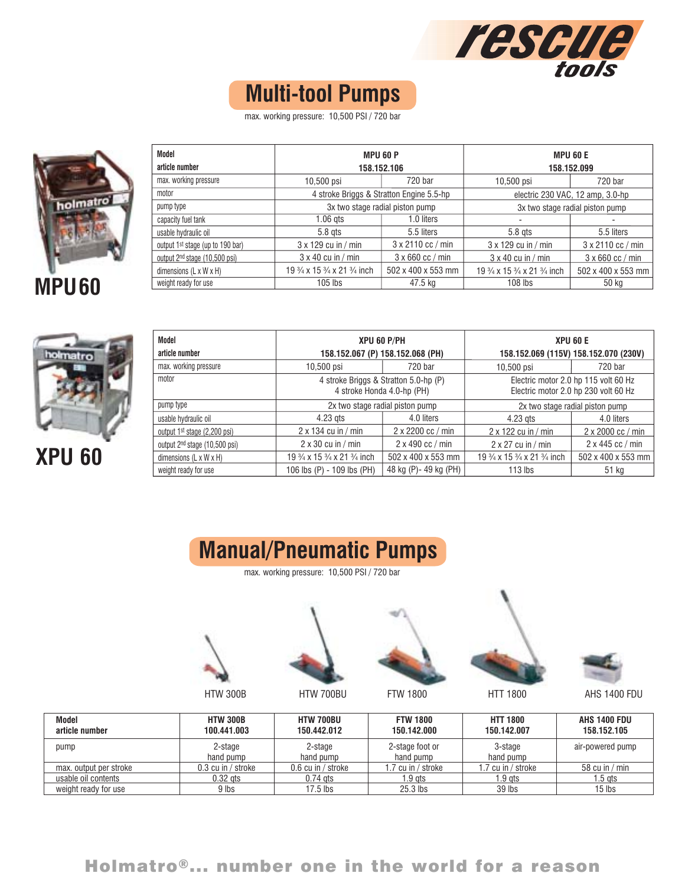rescue tools

# Multi-tool Pumps

max. working pressure: 10,500 PSI / 720 bar

## MPU60

| Model<br>article number | MPU 60 P<br>158.152.106 | | MPU 60 E<br>158.152.099 | |
|---|---|---|---|---|
| max. working pressure | 10,500 psi | 720 bar | 10,500 psi | 720 bar |
| motor | 4 stroke Briggs & Stratton Engine 5.5-hp | | electric 230 VAC, 12 amp, 3.0-hp | |
| pump type | 3x two stage radial piston pump | | 3x two stage radial piston pump | |
| capacity fuel tank | 1.06 qts | 1.0 liters | - | - |
| usable hydraulic oil | 5.8 qts | 5.5 liters | 5.8 qts | 5.5 liters |
| output 1st stage (up to 190 bar) | 3 x 129 cu in / min | 3 x 2110 cc / min | 3 x 129 cu in / min | 3 x 2110 cc / min |
| output 2nd stage (10,500 psi) | 3 x 40 cu in / min | 3 x 660 cc / min | 3 x 40 cu in / min | 3 x 660 cc / min |
| dimensions (L x W x H) | 19 ¾ x 15 ¾ x 21 ¾ inch | 502 x 400 x 553 mm | 19 ¾ x 15 ¾ x 21 ¾ inch | 502 x 400 x 553 mm |
| weight ready for use | 105 lbs | 47.5 kg | 108 lbs | 50 kg |

## XPU 60

| Model<br>article number | XPU 60 P/PH<br>158.152.067 (P) 158.152.068 (PH) | | XPU 60 E<br>158.152.069 (115V) 158.152.070 (230V) | |
|---|---|---|---|---|
| max. working pressure | 10,500 psi | 720 bar | 10,500 psi | 720 bar |
| motor | 4 stroke Briggs & Stratton 5.0-hp (P)<br>4 stroke Honda 4.0-hp (PH) | | Electric motor 2.0 hp 115 volt 60 Hz<br>Electric motor 2.0 hp 230 volt 60 Hz | |
| pump type | 2x two stage radial piston pump | | 2x two stage radial piston pump | |
| usable hydraulic oil | 4.23 qts | 4.0 liters | 4.23 qts | 4.0 liters |
| output 1st stage (2,200 psi) | 2 x 134 cu in / min | 2 x 2200 cc / min | 2 x 122 cu in / min | 2 x 2000 cc / min |
| output 2nd stage (10,500 psi) | 2 x 30 cu in / min | 2 x 490 cc / min | 2 x 27 cu in / min | 2 x 445 cc / min |
| dimensions (L x W x H) | 19 ¾ x 15 ¾ x 21 ¾ inch | 502 x 400 x 553 mm | 19 ¾ x 15 ¾ x 21 ¾ inch | 502 x 400 x 553 mm |
| weight ready for use | 106 lbs (P) - 109 lbs (PH) | 48 kg (P)- 49 kg (PH) | 113 lbs | 51 kg |

# Manual/Pneumatic Pumps

max. working pressure: 10,500 PSI / 720 bar

HTW 300B HTW 700BU FTW 1800 HTT 1800 AHS 1400 FDU

| Model<br>article number | HTW 300B<br>100.441.003 | HTW 700BU<br>150.442.012 | FTW 1800<br>150.142.000 | HTT 1800<br>150.142.007 | AHS 1400 FDU<br>158.152.105 |
|---|---|---|---|---|---|
| pump | 2-stage<br>hand pump | 2-stage<br>hand pump | 2-stage foot or<br>hand pump | 3-stage<br>hand pump | air-powered pump |
| max. output per stroke | 0.3 cu in / stroke | 0.6 cu in / stroke | 1.7 cu in / stroke | 1.7 cu in / stroke | 58 cu in / min |
| usable oil contents | 0.32 qts | 0.74 qts | 1.9 qts | 1.9 qts | 1.5 qts |
| weight ready for use | 9 lbs | 17.5 lbs | 25.3 lbs | 39 lbs | 15 lbs |

Holmatro®... number one in the world for a reason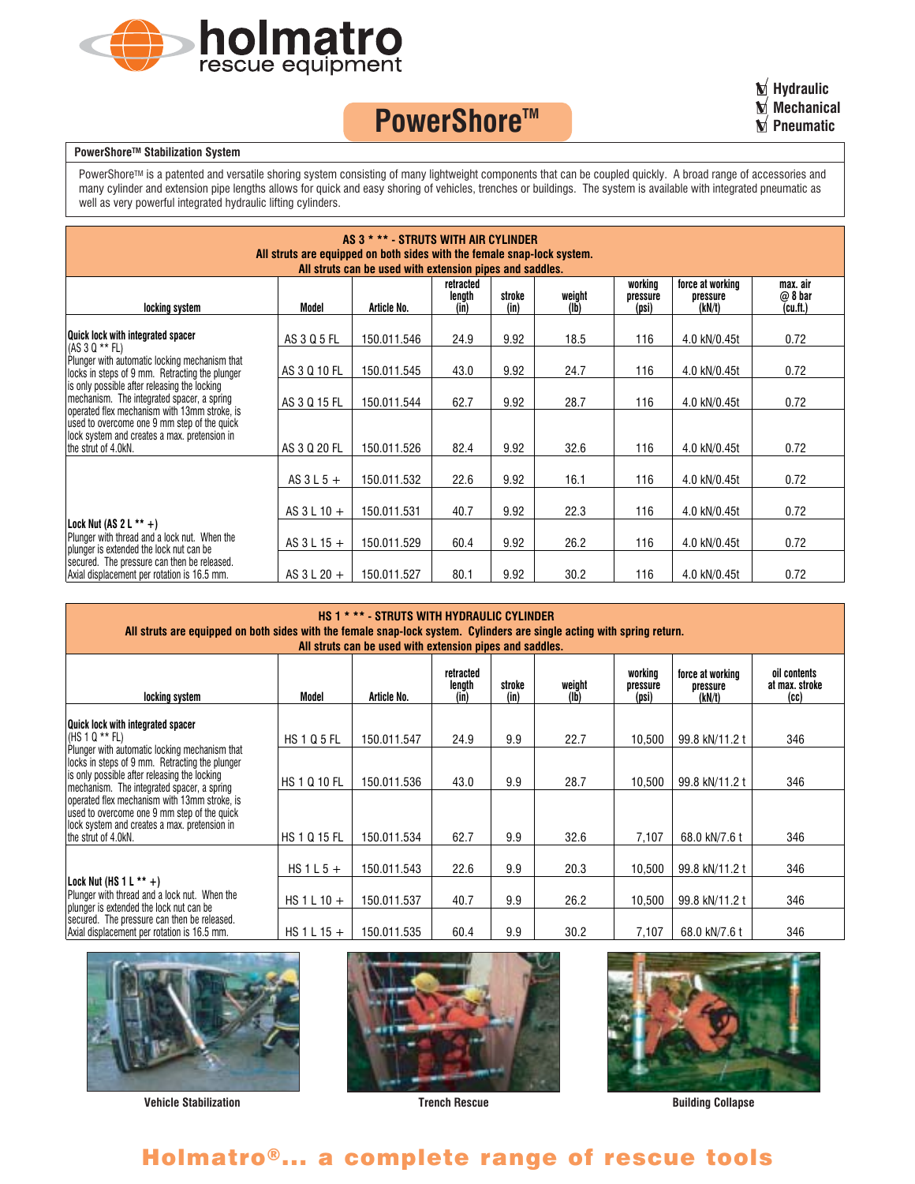# holmatro rescue equipment

## PowerShore™

- ☑ Hydraulic
- ☑ Mechanical
- ☑ Pneumatic

### PowerShore™ Stabilization System

PowerShore™ is a patented and versatile shoring system consisting of many lightweight components that can be coupled quickly. A broad range of accessories and many cylinder and extension pipe lengths allows for quick and easy shoring of vehicles, trenches or buildings. The system is available with integrated pneumatic as well as very powerful integrated hydraulic lifting cylinders.

**AS 3 * ** - STRUTS WITH AIR CYLINDER**
**All struts are equipped on both sides with the female snap-lock system.**
**All struts can be used with extension pipes and saddles.**

| locking system | Model | Article No. | retracted length (in) | stroke (in) | weight (lb) | working pressure (psi) | force at working pressure (kN/t) | max. air @ 8 bar (cu.ft.) |
|---|---|---|---|---|---|---|---|---|
| **Quick lock with integrated spacer** (AS 3 Q ** FL) Plunger with automatic locking mechanism that locks in steps of 9 mm. Retracting the plunger is only possible after releasing the locking mechanism. The integrated spacer, a spring operated flex mechanism with 13mm stroke, is used to overcome one 9 mm step of the quick lock system and creates a max. pretension in the strut of 4.0kN. | AS 3 Q 5 FL | 150.011.546 | 24.9 | 9.92 | 18.5 | 116 | 4.0 kN/0.45t | 0.72 |
| | AS 3 Q 10 FL | 150.011.545 | 43.0 | 9.92 | 24.7 | 116 | 4.0 kN/0.45t | 0.72 |
| | AS 3 Q 15 FL | 150.011.544 | 62.7 | 9.92 | 28.7 | 116 | 4.0 kN/0.45t | 0.72 |
| | AS 3 Q 20 FL | 150.011.526 | 82.4 | 9.92 | 32.6 | 116 | 4.0 kN/0.45t | 0.72 |
| **Lock Nut (AS 2 L ** +)** Plunger with thread and a lock nut. When the plunger is extended the lock nut can be secured. The pressure can then be released. Axial displacement per rotation is 16.5 mm. | AS 3 L 5 + | 150.011.532 | 22.6 | 9.92 | 16.1 | 116 | 4.0 kN/0.45t | 0.72 |
| | AS 3 L 10 + | 150.011.531 | 40.7 | 9.92 | 22.3 | 116 | 4.0 kN/0.45t | 0.72 |
| | AS 3 L 15 + | 150.011.529 | 60.4 | 9.92 | 26.2 | 116 | 4.0 kN/0.45t | 0.72 |
| | AS 3 L 20 + | 150.011.527 | 80.1 | 9.92 | 30.2 | 116 | 4.0 kN/0.45t | 0.72 |

**HS 1 * ** - STRUTS WITH HYDRAULIC CYLINDER**
**All struts are equipped on both sides with the female snap-lock system. Cylinders are single acting with spring return.**
**All struts can be used with extension pipes and saddles.**

| locking system | Model | Article No. | retracted length (in) | stroke (in) | weight (lb) | working pressure (psi) | force at working pressure (kN/t) | oil contents at max. stroke (cc) |
|---|---|---|---|---|---|---|---|---|
| **Quick lock with integrated spacer** (HS 1 Q ** FL) Plunger with automatic locking mechanism that locks in steps of 9 mm. Retracting the plunger is only possible after releasing the locking mechanism. The integrated spacer, a spring operated flex mechanism with 13mm stroke, is used to overcome one 9 mm step of the quick lock system and creates a max. pretension in the strut of 4.0kN. | HS 1 Q 5 FL | 150.011.547 | 24.9 | 9.9 | 22.7 | 10,500 | 99.8 kN/11.2 t | 346 |
| | HS 1 Q 10 FL | 150.011.536 | 43.0 | 9.9 | 28.7 | 10,500 | 99.8 kN/11.2 t | 346 |
| | HS 1 Q 15 FL | 150.011.534 | 62.7 | 9.9 | 32.6 | 7,107 | 68.0 kN/7.6 t | 346 |
| **Lock Nut (HS 1 L ** +)** Plunger with thread and a lock nut. When the plunger is extended the lock nut can be secured. The pressure can then be released. Axial displacement per rotation is 16.5 mm. | HS 1 L 5 + | 150.011.543 | 22.6 | 9.9 | 20.3 | 10,500 | 99.8 kN/11.2 t | 346 |
| | HS 1 L 10 + | 150.011.537 | 40.7 | 9.9 | 26.2 | 10,500 | 99.8 kN/11.2 t | 346 |
| | HS 1 L 15 + | 150.011.535 | 60.4 | 9.9 | 30.2 | 7,107 | 68.0 kN/7.6 t | 346 |

Vehicle Stabilization

Trench Rescue

Building Collapse

**Holmatro®... a complete range of rescue tools**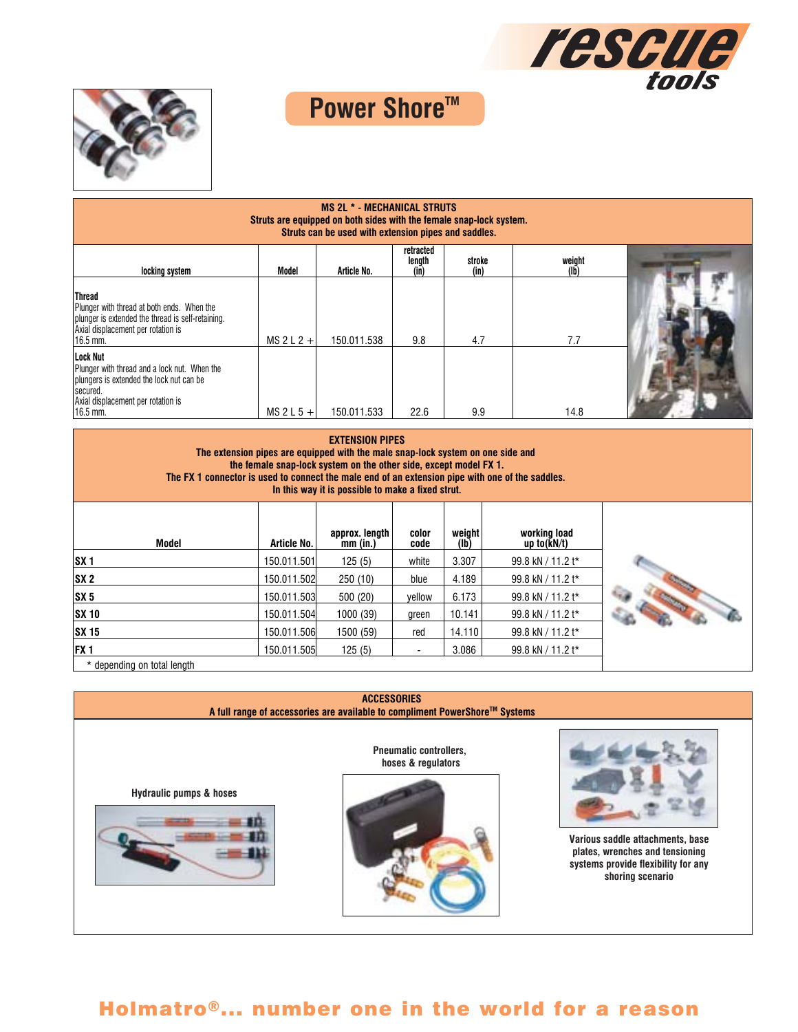# Power Shore™

## MS 2L * - MECHANICAL STRUTS

**Struts are equipped on both sides with the female snap-lock system.**
**Struts can be used with extension pipes and saddles.**

| locking system | Model | Article No. | retracted length (in) | stroke (in) | weight (lb) |
|---|---|---|---|---|---|
| **Thread** Plunger with thread at both ends. When the plunger is extended the thread is self-retaining. Axial displacement per rotation is 16.5 mm. | MS 2 L 2 + | 150.011.538 | 9.8 | 4.7 | 7.7 |
| **Lock Nut** Plunger with thread and a lock nut. When the plungers is extended the lock nut can be secured. Axial displacement per rotation is 16.5 mm. | MS 2 L 5 + | 150.011.533 | 22.6 | 9.9 | 14.8 |

## EXTENSION PIPES

**The extension pipes are equipped with the male snap-lock system on one side and the female snap-lock system on the other side, except model FX 1. The FX 1 connector is used to connect the male end of an extension pipe with one of the saddles. In this way it is possible to make a fixed strut.**

| Model | Article No. | approx. length mm (in.) | color code | weight (lb) | working load up to(kN/t) |
|---|---|---|---|---|---|
| **SX 1** | 150.011.501 | 125 (5) | white | 3.307 | 99.8 kN / 11.2 t* |
| **SX 2** | 150.011.502 | 250 (10) | blue | 4.189 | 99.8 kN / 11.2 t* |
| **SX 5** | 150.011.503 | 500 (20) | yellow | 6.173 | 99.8 kN / 11.2 t* |
| **SX 10** | 150.011.504 | 1000 (39) | green | 10.141 | 99.8 kN / 11.2 t* |
| **SX 15** | 150.011.506 | 1500 (59) | red | 14.110 | 99.8 kN / 11.2 t* |
| **FX 1** | 150.011.505 | 125 (5) | - | 3.086 | 99.8 kN / 11.2 t* |

\* depending on total length

## ACCESSORIES

**A full range of accessories are available to compliment PowerShore™ Systems**

**Hydraulic pumps & hoses**

**Pneumatic controllers, hoses & regulators**

**Various saddle attachments, base plates, wrenches and tensioning systems provide flexibility for any shoring scenario**

**Holmatro®... number one in the world for a reason**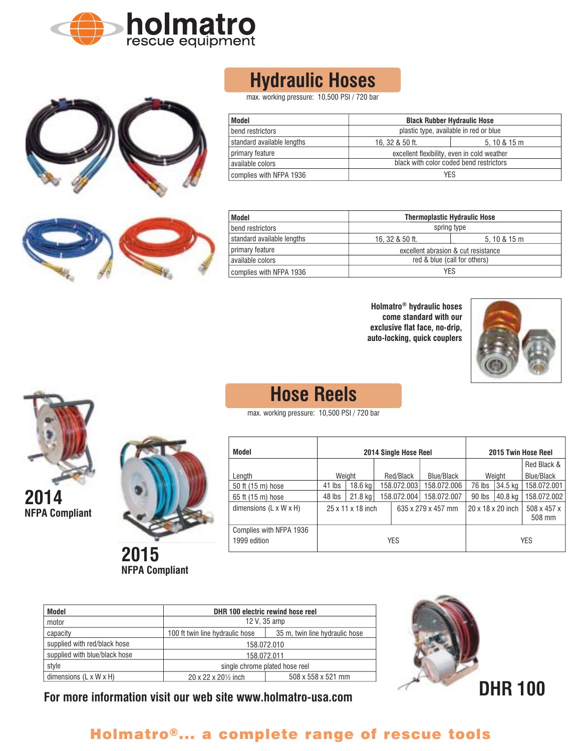holmatro
rescue equipment

# Hydraulic Hoses

max. working pressure: 10,500 PSI / 720 bar

| Model | Black Rubber Hydraulic Hose | |
|---|---|---|
| bend restrictors | plastic type, available in red or blue | |
| standard available lengths | 16, 32 & 50 ft. | 5, 10 & 15 m |
| primary feature | excellent flexibility, even in cold weather | |
| available colors | black with color coded bend restrictors | |
| complies with NFPA 1936 | YES | |

| Model | Thermoplastic Hydraulic Hose | |
|---|---|---|
| bend restrictors | spring type | |
| standard available lengths | 16, 32 & 50 ft. | 5, 10 & 15 m |
| primary feature | excellent abrasion & cut resistance | |
| available colors | red & blue (call for others) | |
| complies with NFPA 1936 | YES | |

**Holmatro® hydraulic hoses come standard with our exclusive flat face, no-drip, auto-locking, quick couplers**

# Hose Reels

max. working pressure: 10,500 PSI / 720 bar

**2014**
**NFPA Compliant**

**2015**
**NFPA Compliant**

| Model | 2014 Single Hose Reel | | | | 2015 Twin Hose Reel | | |
|---|---|---|---|---|---|---|---|
| Length | Weight | | Red/Black | Blue/Black | Weight | | Red Black & Blue/Black |
| 50 ft (15 m) hose | 41 lbs | 18.6 kg | 158.072.003 | 158.072.006 | 76 lbs | 34.5 kg | 158.072.001 |
| 65 ft (15 m) hose | 48 lbs | 21.8 kg | 158.072.004 | 158.072.007 | 90 lbs | 40.8 kg | 158.072.002 |
| dimensions (L x W x H) | 25 x 11 x 18 inch | | 635 x 279 x 457 mm | | 20 x 18 x 20 inch | | 508 x 457 x 508 mm |
| Complies with NFPA 1936 1999 edition | YES | | | | YES | | |

| Model | DHR 100 electric rewind hose reel | |
|---|---|---|
| motor | 12 V, 35 amp | |
| capacity | 100 ft twin line hydraulic hose | 35 m, twin line hydraulic hose |
| supplied with red/black hose | 158.072.010 | |
| supplied with blue/black hose | 158.072.011 | |
| style | single chrome plated hose reel | |
| dimensions (L x W x H) | 20 x 22 x 20½ inch | 508 x 558 x 521 mm |

**DHR 100**

**For more information visit our web site www.holmatro-usa.com**

**Holmatro®... a complete range of rescue tools**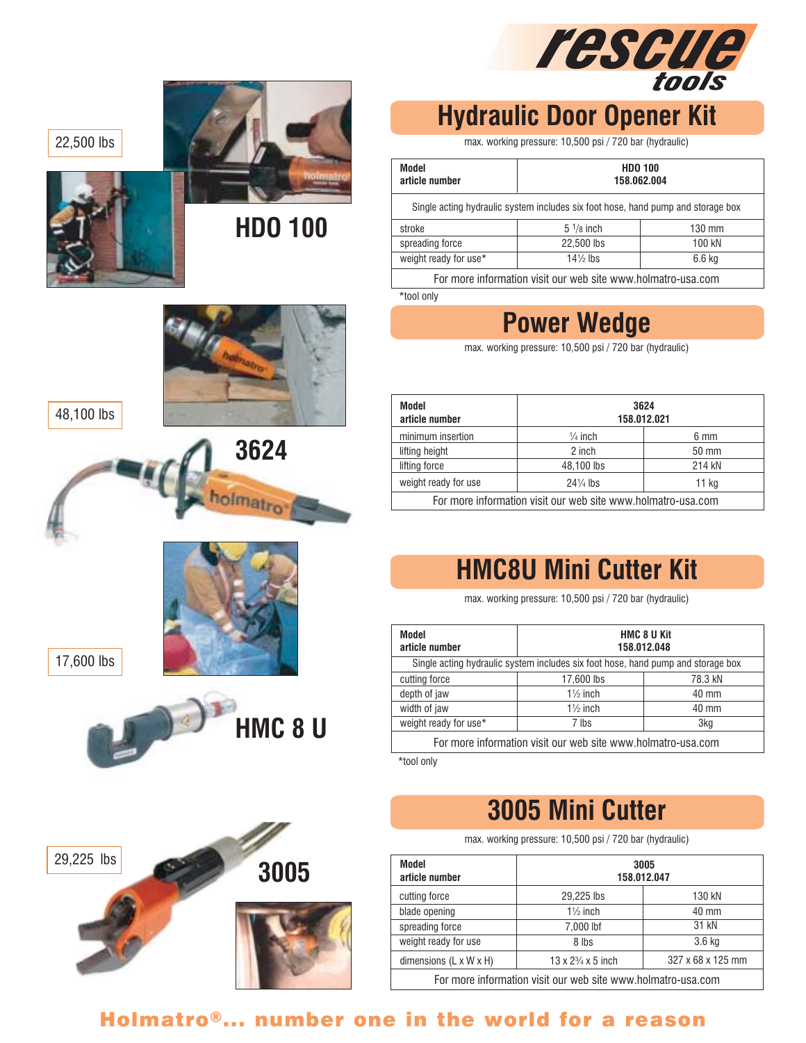# rescue tools

22,500 lbs

HDO 100

48,100 lbs

3624

17,600 lbs

HMC 8 U

29,225 lbs

3005

## Hydraulic Door Opener Kit

max. working pressure: 10,500 psi / 720 bar (hydraulic)

| Model<br>article number | HDO 100<br>158.062.004 | |
|---|---|---|
| Single acting hydraulic system includes six foot hose, hand pump and storage box | | |
| stroke | 5 1/8 inch | 130 mm |
| spreading force | 22,500 lbs | 100 kN |
| weight ready for use* | 14½ lbs | 6.6 kg |
| For more information visit our web site www.holmatro-usa.com | | |

*tool only

## Power Wedge

max. working pressure: 10,500 psi / 720 bar (hydraulic)

| Model<br>article number | 3624<br>158.012.021 | |
|---|---|---|
| minimum insertion | ¼ inch | 6 mm |
| lifting height | 2 inch | 50 mm |
| lifting force | 48,100 lbs | 214 kN |
| weight ready for use | 24¼ lbs | 11 kg |
| For more information visit our web site www.holmatro-usa.com | | |

## HMC8U Mini Cutter Kit

max. working pressure: 10,500 psi / 720 bar (hydraulic)

| Model<br>article number | HMC 8 U Kit<br>158.012.048 | |
|---|---|---|
| Single acting hydraulic system includes six foot hose, hand pump and storage box | | |
| cutting force | 17,600 lbs | 78.3 kN |
| depth of jaw | 1½ inch | 40 mm |
| width of jaw | 1½ inch | 40 mm |
| weight ready for use* | 7 lbs | 3kg |
| For more information visit our web site www.holmatro-usa.com | | |

*tool only

## 3005 Mini Cutter

max. working pressure: 10,500 psi / 720 bar (hydraulic)

| Model<br>article number | 3005<br>158.012.047 | |
|---|---|---|
| cutting force | 29,225 lbs | 130 kN |
| blade opening | 1½ inch | 40 mm |
| spreading force | 7,000 lbf | 31 kN |
| weight ready for use | 8 lbs | 3.6 kg |
| dimensions (L x W x H) | 13 x 2¾ x 5 inch | 327 x 68 x 125 mm |
| For more information visit our web site www.holmatro-usa.com | | |

**Holmatro®... number one in the world for a reason**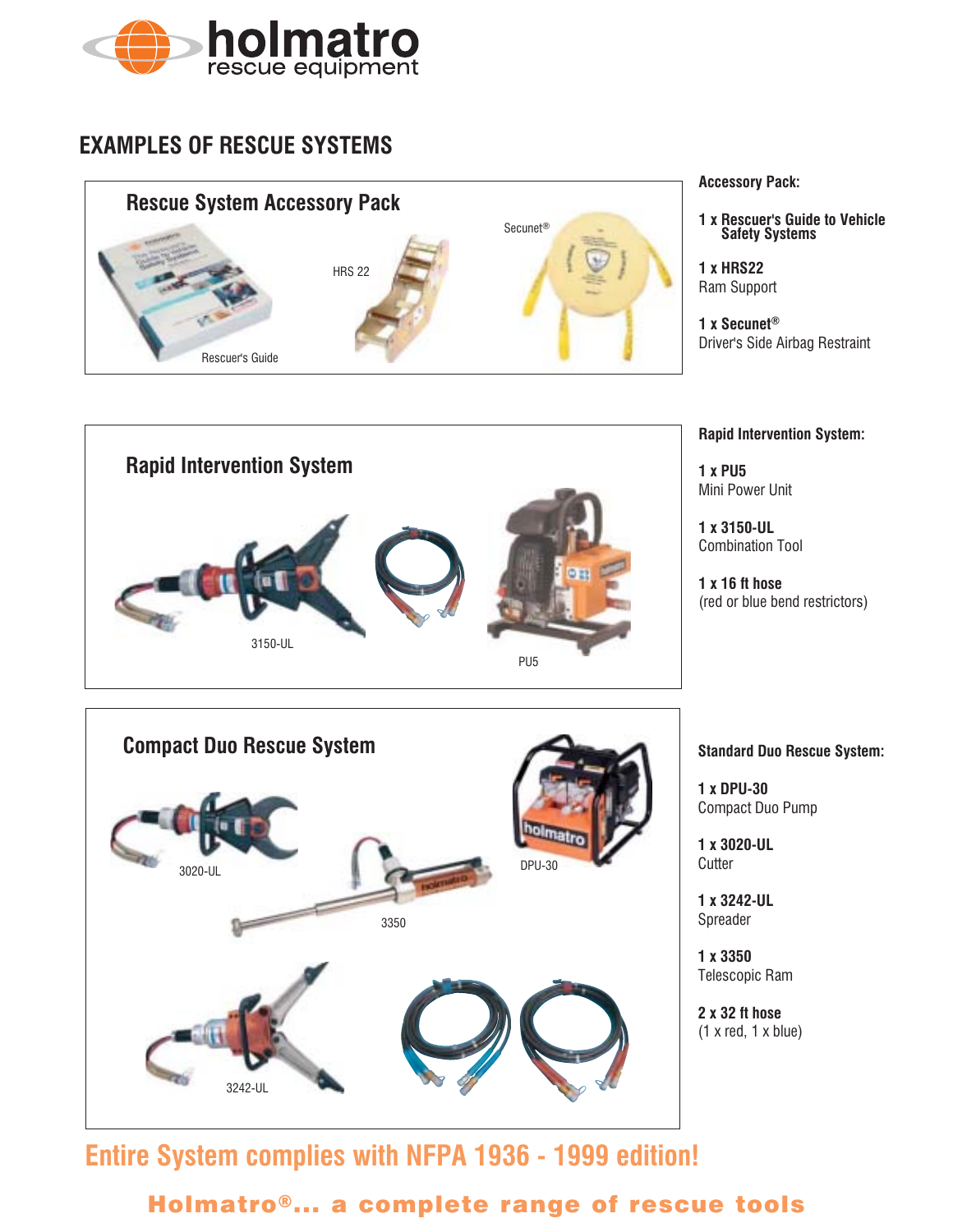# EXAMPLES OF RESCUE SYSTEMS

## Rescue System Accessory Pack

Rescuer's Guide

HRS 22

Secunet®

**Accessory Pack:**

**1 x Rescuer's Guide to Vehicle Safety Systems**

**1 x HRS22**
Ram Support

**1 x Secunet®**
Driver's Side Airbag Restraint

## Rapid Intervention System

3150-UL

PU5

**Rapid Intervention System:**

**1 x PU5**
Mini Power Unit

**1 x 3150-UL**
Combination Tool

**1 x 16 ft hose**
(red or blue bend restrictors)

## Compact Duo Rescue System

3020-UL

3350

DPU-30

3242-UL

**Standard Duo Rescue System:**

**1 x DPU-30**
Compact Duo Pump

**1 x 3020-UL**
Cutter

**1 x 3242-UL**
Spreader

**1 x 3350**
Telescopic Ram

**2 x 32 ft hose**
(1 x red, 1 x blue)

**Entire System complies with NFPA 1936 - 1999 edition!**

**Holmatro®... a complete range of rescue tools**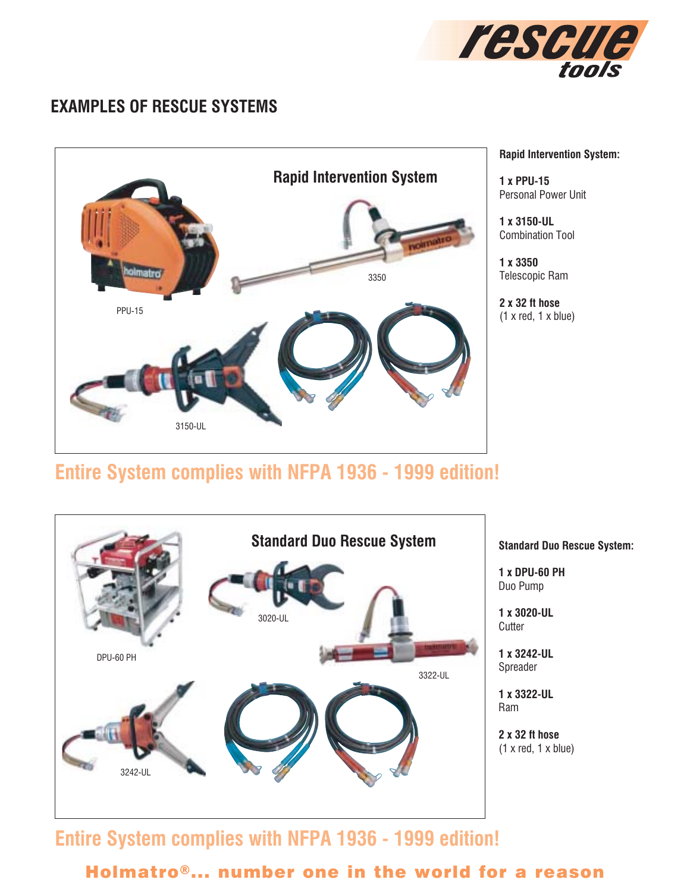# EXAMPLES OF RESCUE SYSTEMS

## Rapid Intervention System

PPU-15

3350

3150-UL

**Rapid Intervention System:**

**1 x PPU-15**
Personal Power Unit

**1 x 3150-UL**
Combination Tool

**1 x 3350**
Telescopic Ram

**2 x 32 ft hose**
(1 x red, 1 x blue)

**Entire System complies with NFPA 1936 - 1999 edition!**

## Standard Duo Rescue System

DPU-60 PH

3020-UL

3322-UL

3242-UL

**Standard Duo Rescue System:**

**1 x DPU-60 PH**
Duo Pump

**1 x 3020-UL**
Cutter

**1 x 3242-UL**
Spreader

**1 x 3322-UL**
Ram

**2 x 32 ft hose**
(1 x red, 1 x blue)

**Entire System complies with NFPA 1936 - 1999 edition!**

**Holmatro®... number one in the world for a reason**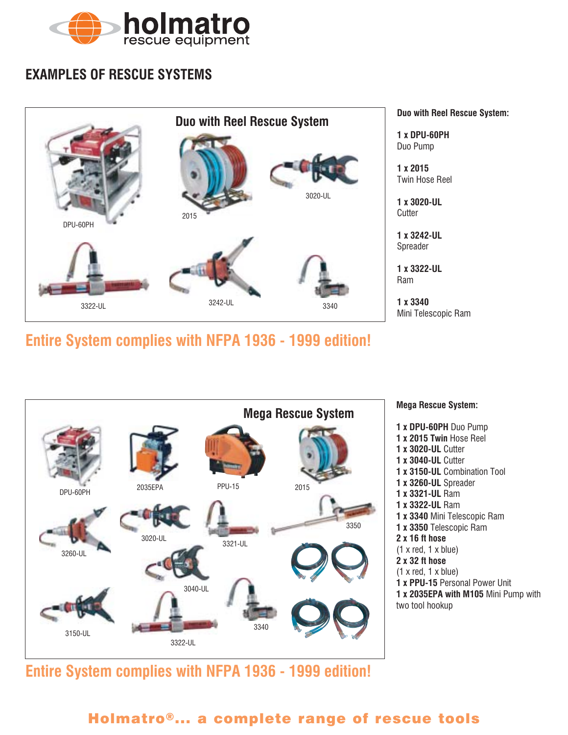holmatro
rescue equipment

# EXAMPLES OF RESCUE SYSTEMS

## Duo with Reel Rescue System

DPU-60PH

2015

3020-UL

3322-UL

3242-UL

3340

**Duo with Reel Rescue System:**

**1 x DPU-60PH**
Duo Pump

**1 x 2015**
Twin Hose Reel

**1 x 3020-UL**
Cutter

**1 x 3242-UL**
Spreader

**1 x 3322-UL**
Ram

**1 x 3340**
Mini Telescopic Ram

**Entire System complies with NFPA 1936 - 1999 edition!**

## Mega Rescue System

DPU-60PH

2035EPA

PPU-15

2015

3260-UL

3020-UL

3321-UL

3350

3040-UL

3150-UL

3322-UL

3340

**Mega Rescue System:**

**1 x DPU-60PH** Duo Pump
**1 x 2015 Twin** Hose Reel
**1 x 3020-UL** Cutter
**1 x 3040-UL** Cutter
**1 x 3150-UL** Combination Tool
**1 x 3260-UL** Spreader
**1 x 3321-UL** Ram
**1 x 3322-UL** Ram
**1 x 3340** Mini Telescopic Ram
**1 x 3350** Telescopic Ram
**2 x 16 ft hose**
(1 x red, 1 x blue)
**2 x 32 ft hose**
(1 x red, 1 x blue)
**1 x PPU-15** Personal Power Unit
**1 x 2035EPA with M105** Mini Pump with two tool hookup

**Entire System complies with NFPA 1936 - 1999 edition!**

**Holmatro®... a complete range of rescue tools**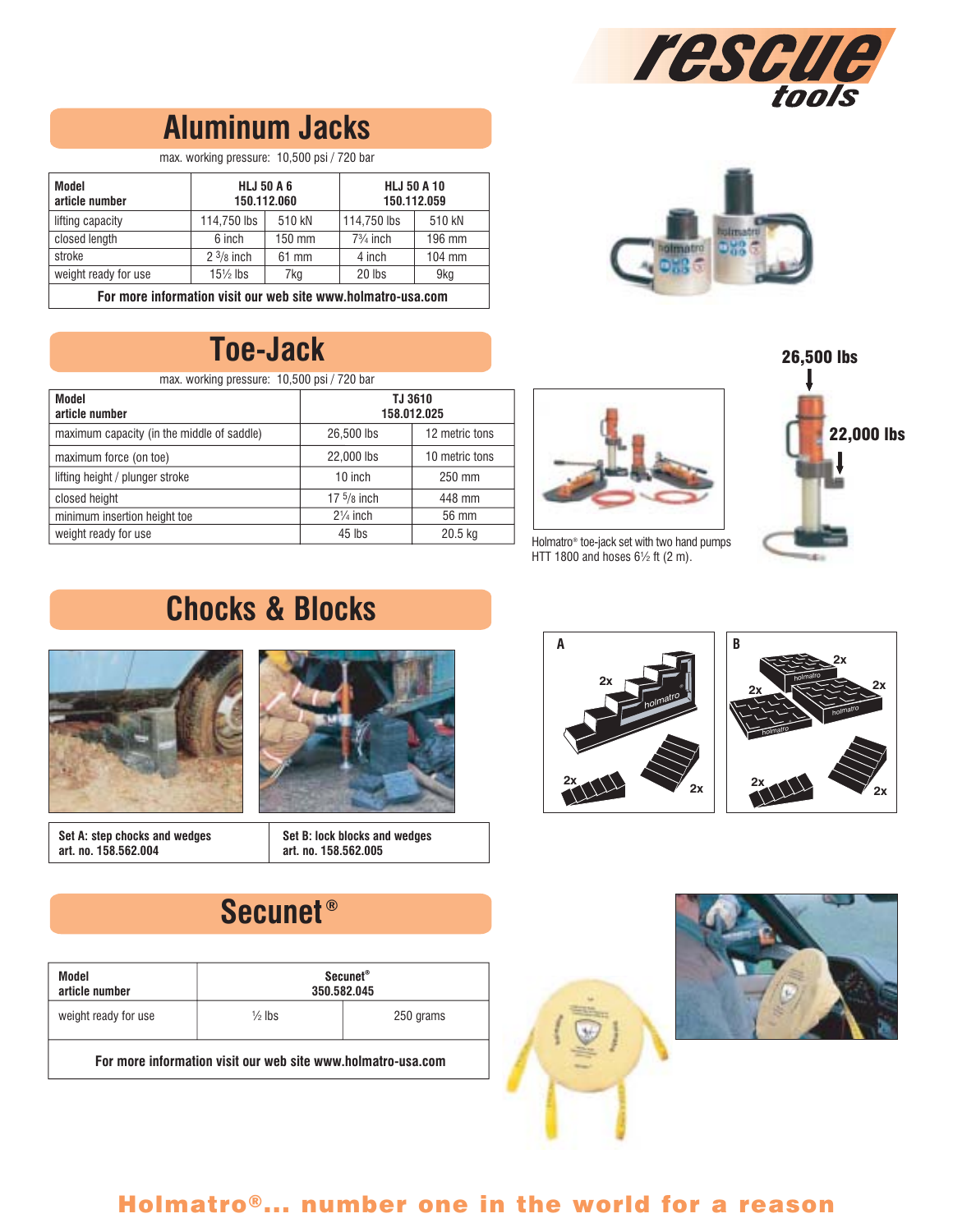# rescue tools

## Aluminum Jacks

max. working pressure: 10,500 psi / 720 bar

| Model<br>article number | HLJ 50 A 6<br>150.112.060 | | HLJ 50 A 10<br>150.112.059 | |
|---|---|---|---|---|
| lifting capacity | 114,750 lbs | 510 kN | 114,750 lbs | 510 kN |
| closed length | 6 inch | 150 mm | 7¾ inch | 196 mm |
| stroke | 2 3/8 inch | 61 mm | 4 inch | 104 mm |
| weight ready for use | 15½ lbs | 7kg | 20 lbs | 9kg |

**For more information visit our web site www.holmatro-usa.com**

## Toe-Jack

max. working pressure: 10,500 psi / 720 bar

| Model<br>article number | TJ 3610<br>158.012.025 | |
|---|---|---|
| maximum capacity (in the middle of saddle) | 26,500 lbs | 12 metric tons |
| maximum force (on toe) | 22,000 lbs | 10 metric tons |
| lifting height / plunger stroke | 10 inch | 250 mm |
| closed height | 17 5/8 inch | 448 mm |
| minimum insertion height toe | 2¼ inch | 56 mm |
| weight ready for use | 45 lbs | 20.5 kg |

Holmatro® toe-jack set with two hand pumps HTT 1800 and hoses 6½ ft (2 m).

26,500 lbs

22,000 lbs

## Chocks & Blocks

| Set A: step chocks and wedges<br>art. no. 158.562.004 | Set B: lock blocks and wedges<br>art. no. 158.562.005 |
|---|---|

A

B

## Secunet®

| Model<br>article number | Secunet®<br>350.582.045 | |
|---|---|---|
| weight ready for use | ½ lbs | 250 grams |

**For more information visit our web site www.holmatro-usa.com**

**Holmatro®... number one in the world for a reason**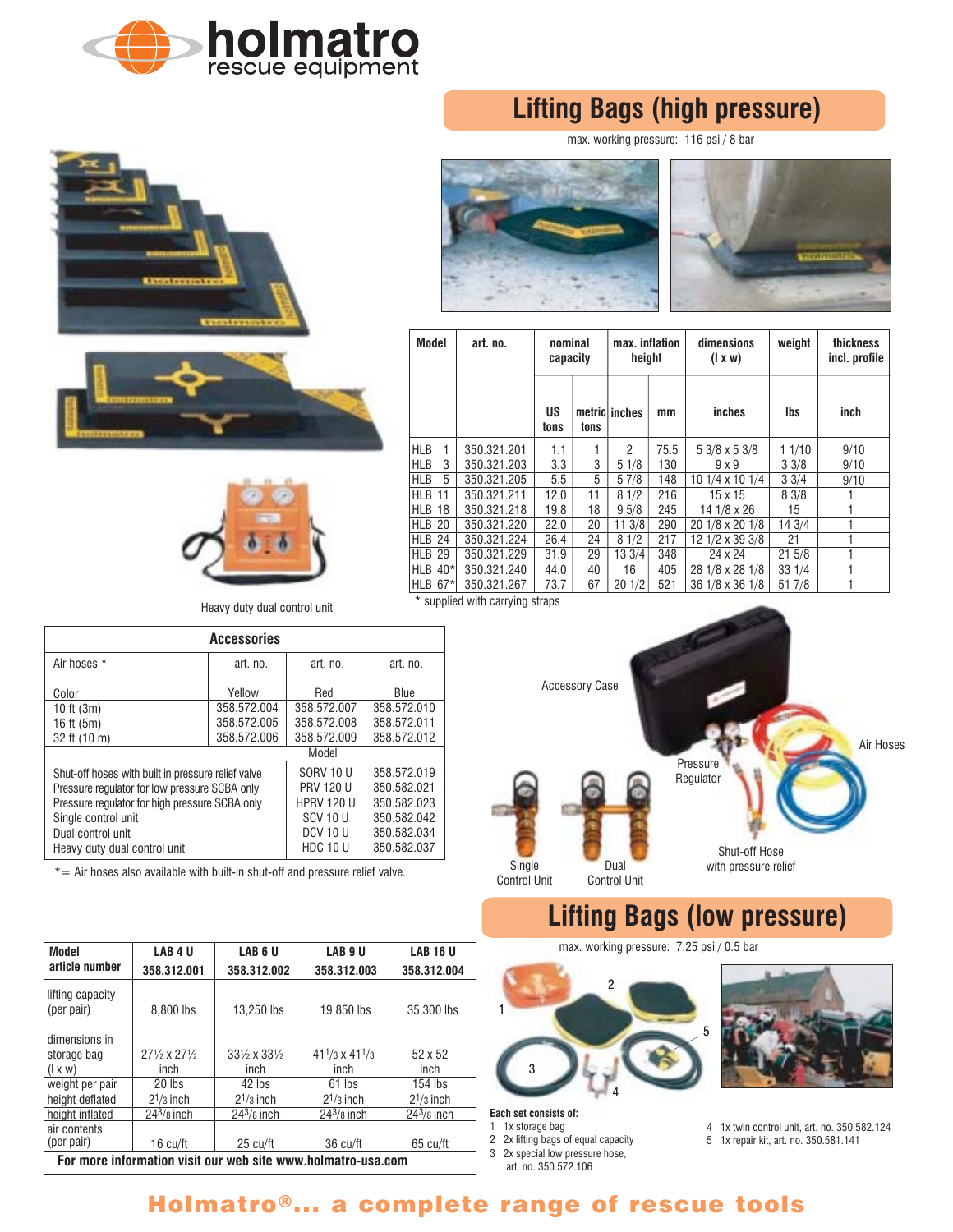# holmatro
rescue equipment

## Lifting Bags (high pressure)

max. working pressure: 116 psi / 8 bar

| Model | art. no. | nominal capacity | | max. inflation height | | dimensions (l x w) | weight | thickness incl. profile |
|---|---|---|---|---|---|---|---|---|
| | | US tons | metric tons | inches | mm | inches | lbs | inch |
| HLB 1 | 350.321.201 | 1.1 | 1 | 2 | 75.5 | 5 3/8 x 5 3/8 | 1 1/10 | 9/10 |
| HLB 3 | 350.321.203 | 3.3 | 3 | 5 1/8 | 130 | 9 x 9 | 3 3/8 | 9/10 |
| HLB 5 | 350.321.205 | 5.5 | 5 | 5 7/8 | 148 | 10 1/4 x 10 1/4 | 3 3/4 | 9/10 |
| HLB 11 | 350.321.211 | 12.0 | 11 | 8 1/2 | 216 | 15 x 15 | 8 3/8 | 1 |
| HLB 18 | 350.321.218 | 19.8 | 18 | 9 5/8 | 245 | 14 1/8 x 26 | 15 | 1 |
| HLB 20 | 350.321.220 | 22.0 | 20 | 11 3/8 | 290 | 20 1/8 x 20 1/8 | 14 3/4 | 1 |
| HLB 24 | 350.321.224 | 26.4 | 24 | 8 1/2 | 217 | 12 1/2 x 39 3/8 | 21 | 1 |
| HLB 29 | 350.321.229 | 31.9 | 29 | 13 3/4 | 348 | 24 x 24 | 21 5/8 | 1 |
| HLB 40* | 350.321.240 | 44.0 | 40 | 16 | 405 | 28 1/8 x 28 1/8 | 33 1/4 | 1 |
| HLB 67* | 350.321.267 | 73.7 | 67 | 20 1/2 | 521 | 36 1/8 x 36 1/8 | 51 7/8 | 1 |

\* supplied with carrying straps

Heavy duty dual control unit

| Accessories | | | |
|---|---|---|---|
| Air hoses * | art. no. | art. no. | art. no. |
| Color | Yellow | Red | Blue |
| 10 ft (3m) | 358.572.004 | 358.572.007 | 358.572.010 |
| 16 ft (5m) | 358.572.005 | 358.572.008 | 358.572.011 |
| 32 ft (10 m) | 358.572.006 | 358.572.009 | 358.572.012 |
| | | Model | |
| Shut-off hoses with built in pressure relief valve | | SORV 10 U | 358.572.019 |
| Pressure regulator for low pressure SCBA only | | PRV 120 U | 350.582.021 |
| Pressure regulator for high pressure SCBA only | | HPRV 120 U | 350.582.023 |
| Single control unit | | SCV 10 U | 350.582.042 |
| Dual control unit | | DCV 10 U | 350.582.034 |
| Heavy duty dual control unit | | HDC 10 U | 350.582.037 |

\*= Air hoses also available with built-in shut-off and pressure relief valve.

Accessory Case — Air Hoses — Pressure Regulator — Single Control Unit — Dual Control Unit — Shut-off Hose with pressure relief

## Lifting Bags (low pressure)

max. working pressure: 7.25 psi / 0.5 bar

| Model article number | LAB 4 U 358.312.001 | LAB 6 U 358.312.002 | LAB 9 U 358.312.003 | LAB 16 U 358.312.004 |
|---|---|---|---|---|
| lifting capacity (per pair) | 8,800 lbs | 13,250 lbs | 19,850 lbs | 35,300 lbs |
| dimensions in storage bag (l x w) | 27½ x 27½ inch | 33½ x 33½ inch | 41 1/3 x 41 1/3 inch | 52 x 52 inch |
| weight per pair | 20 lbs | 42 lbs | 61 lbs | 154 lbs |
| height deflated | 2 1/3 inch | 2 1/3 inch | 2 1/3 inch | 2 1/3 inch |
| height inflated | 24 3/8 inch | 24 3/8 inch | 24 3/8 inch | 24 3/8 inch |
| air contents (per pair) | 16 cu/ft | 25 cu/ft | 36 cu/ft | 65 cu/ft |

**For more information visit our web site www.holmatro-usa.com**

**Each set consists of:**

1. 1x storage bag
2. 2x lifting bags of equal capacity
3. 2x special low pressure hose, art. no. 350.572.106
4. 1x twin control unit, art. no. 350.582.124
5. 1x repair kit, art. no. 350.581.141

**Holmatro®... a complete range of rescue tools**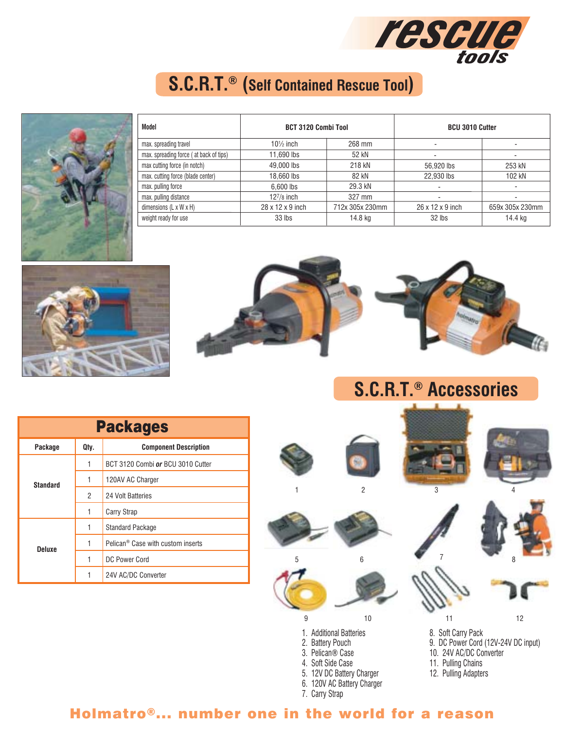# S.C.R.T.® (Self Contained Rescue Tool)

| Model | BCT 3120 Combi Tool | | BCU 3010 Cutter | |
|---|---|---|---|---|
| max. spreading travel | 10½ inch | 268 mm | - | - |
| max. spreading force ( at back of tips) | 11,690 lbs | 52 kN | - | - |
| max cutting force (in notch) | 49,000 lbs | 218 kN | 56,920 lbs | 253 kN |
| max. cutting force (blade center) | 18,660 lbs | 82 kN | 22,930 lbs | 102 kN |
| max. pulling force | 6,600 lbs | 29.3 kN | - | - |
| max. pulling distance | 12⁷/₈ inch | 327 mm | - | - |
| dimensions (L x W x H) | 28 x 12 x 9 inch | 712x 305x 230mm | 26 x 12 x 9 inch | 659x 305x 230mm |
| weight ready for use | 33 lbs | 14.8 kg | 32 lbs | 14.4 kg |

## S.C.R.T.® Accessories

## Packages

| Package | Qty. | Component Description |
|---|---|---|
| Standard | 1 | BCT 3120 Combi ***or*** BCU 3010 Cutter |
| | 1 | 120AV AC Charger |
| | 2 | 24 Volt Batteries |
| | 1 | Carry Strap |
| Deluxe | 1 | Standard Package |
| | 1 | Pelican® Case with custom inserts |
| | 1 | DC Power Cord |
| | 1 | 24V AC/DC Converter |

1. Additional Batteries
2. Battery Pouch
3. Pelican® Case
4. Soft Side Case
5. 12V DC Battery Charger
6. 120V AC Battery Charger
7. Carry Strap
8. Soft Carry Pack
9. DC Power Cord (12V-24V DC input)
10. 24V AC/DC Converter
11. Pulling Chains
12. Pulling Adapters

**Holmatro®... number one in the world for a reason**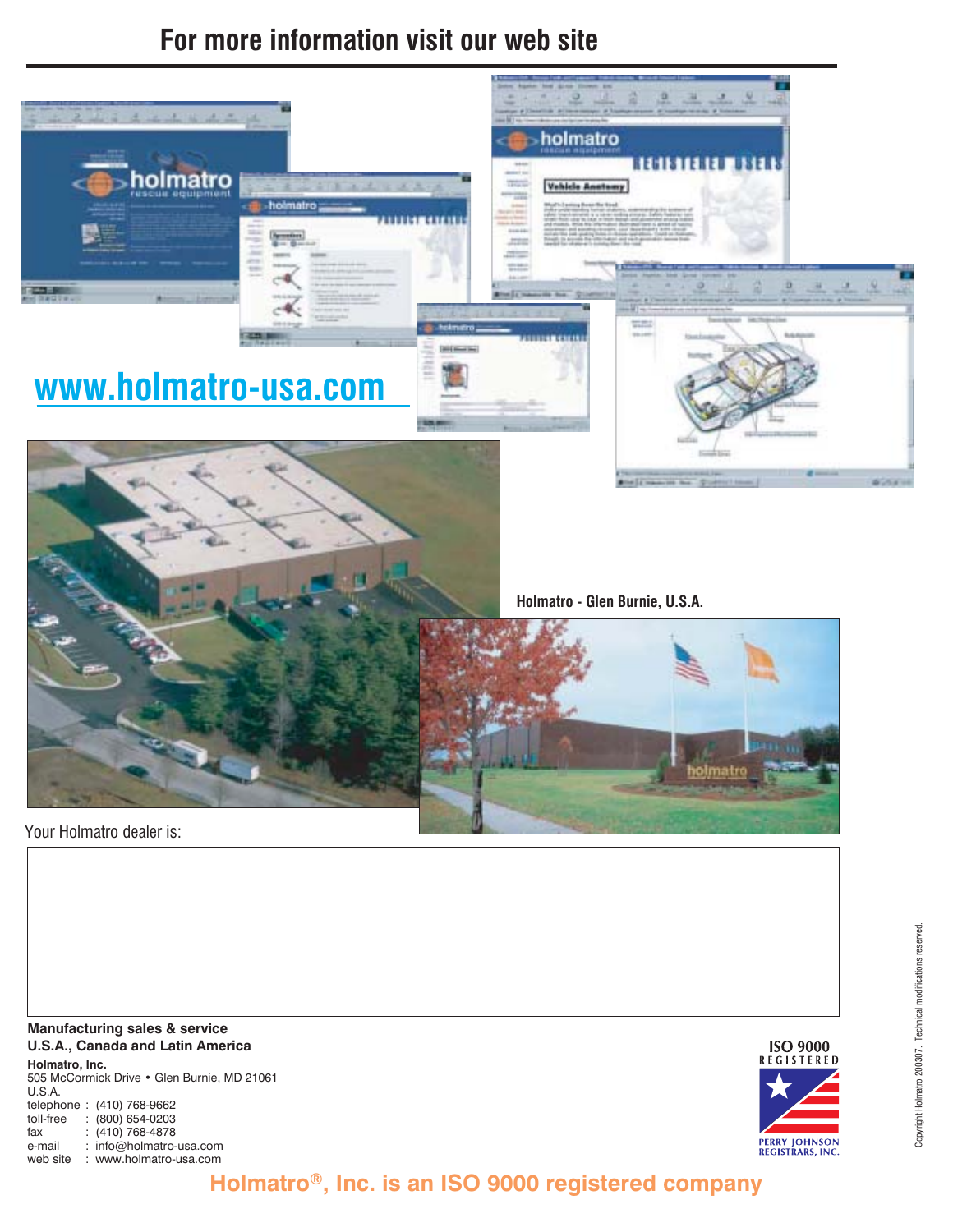# For more information visit our web site

www.holmatro-usa.com

Holmatro - Glen Burnie, U.S.A.

Your Holmatro dealer is:

**Manufacturing sales & service**
**U.S.A., Canada and Latin America**

**Holmatro, Inc.**
505 McCormick Drive • Glen Burnie, MD 21061
U.S.A.
telephone : (410) 768-9662
toll-free : (800) 654-0203
fax : (410) 768-4878
e-mail : info@holmatro-usa.com
web site : www.holmatro-usa.com

ISO 9000 REGISTERED
PERRY JOHNSON REGISTRARS, INC.

**Holmatro®, Inc. is an ISO 9000 registered company**

Copyright Holmatro 200307. Technical modifications reserved.